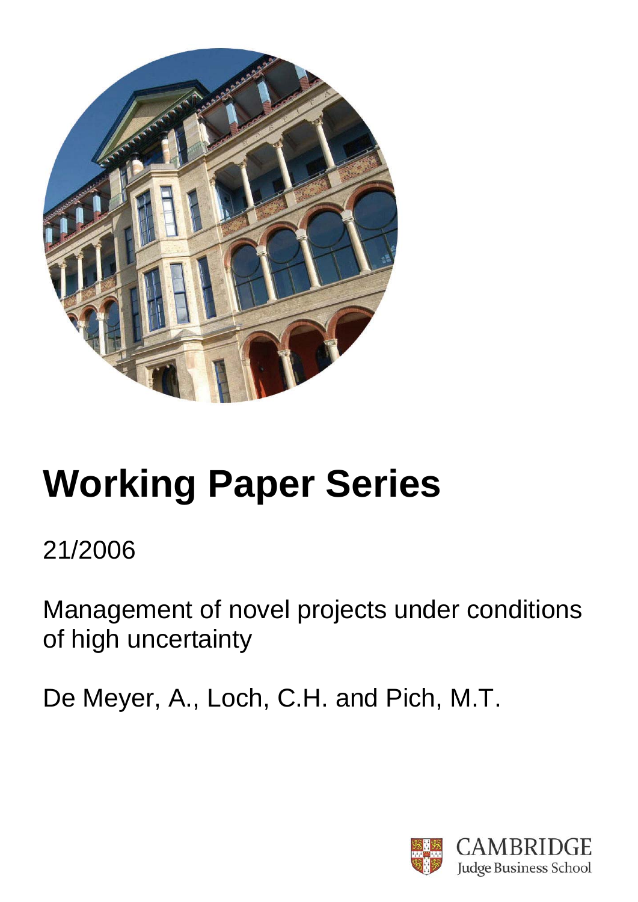# Working Paper Series

21/2006

Management of novel projects under conditions of high uncertainty

De Meyer, A., Loch, C.H. and Pich, M.T.

CAMBRIDGE
Judge Business School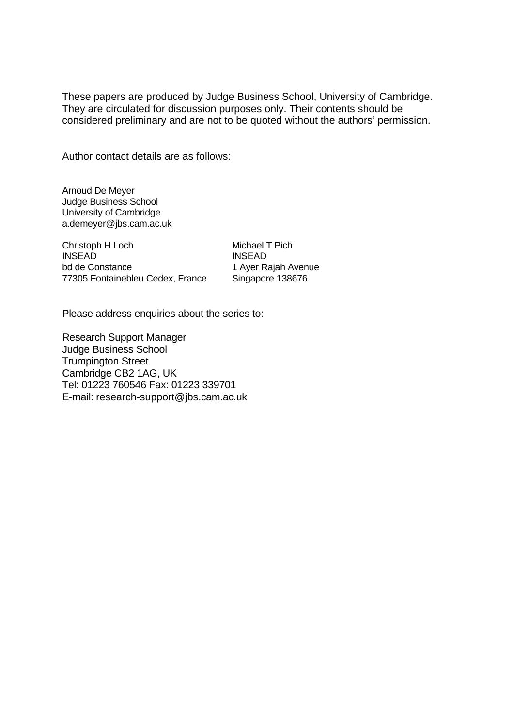These papers are produced by Judge Business School, University of Cambridge. They are circulated for discussion purposes only. Their contents should be considered preliminary and are not to be quoted without the authors' permission.

Author contact details are as follows:

Arnoud De Meyer
Judge Business School
University of Cambridge
a.demeyer@jbs.cam.ac.uk

Christoph H Loch
INSEAD
bd de Constance
77305 Fontainebleu Cedex, France

Michael T Pich
INSEAD
1 Ayer Rajah Avenue
Singapore 138676

Please address enquiries about the series to:

Research Support Manager
Judge Business School
Trumpington Street
Cambridge CB2 1AG, UK
Tel: 01223 760546 Fax: 01223 339701
E-mail: research-support@jbs.cam.ac.uk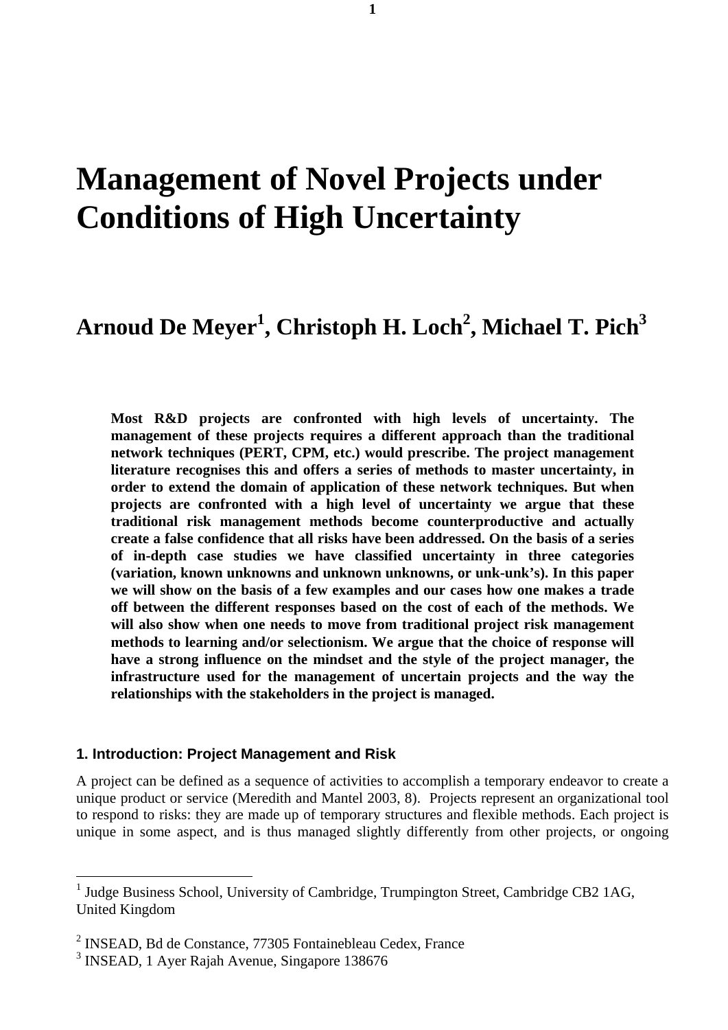# Management of Novel Projects under Conditions of High Uncertainty

## Arnoud De Meyer[1], Christoph H. Loch[2], Michael T. Pich[3]

**Most R&D projects are confronted with high levels of uncertainty. The management of these projects requires a different approach than the traditional network techniques (PERT, CPM, etc.) would prescribe. The project management literature recognises this and offers a series of methods to master uncertainty, in order to extend the domain of application of these network techniques. But when projects are confronted with a high level of uncertainty we argue that these traditional risk management methods become counterproductive and actually create a false confidence that all risks have been addressed. On the basis of a series of in-depth case studies we have classified uncertainty in three categories (variation, known unknowns and unknown unknowns, or unk-unk's). In this paper we will show on the basis of a few examples and our cases how one makes a trade off between the different responses based on the cost of each of the methods. We will also show when one needs to move from traditional project risk management methods to learning and/or selectionism. We argue that the choice of response will have a strong influence on the mindset and the style of the project manager, the infrastructure used for the management of uncertain projects and the way the relationships with the stakeholders in the project is managed.**

### 1. Introduction: Project Management and Risk

A project can be defined as a sequence of activities to accomplish a temporary endeavor to create a unique product or service (Meredith and Mantel 2003, 8). Projects represent an organizational tool to respond to risks: they are made up of temporary structures and flexible methods. Each project is unique in some aspect, and is thus managed slightly differently from other projects, or ongoing

---

[1] Judge Business School, University of Cambridge, Trumpington Street, Cambridge CB2 1AG, United Kingdom

[2] INSEAD, Bd de Constance, 77305 Fontainebleau Cedex, France

[3] INSEAD, 1 Ayer Rajah Avenue, Singapore 138676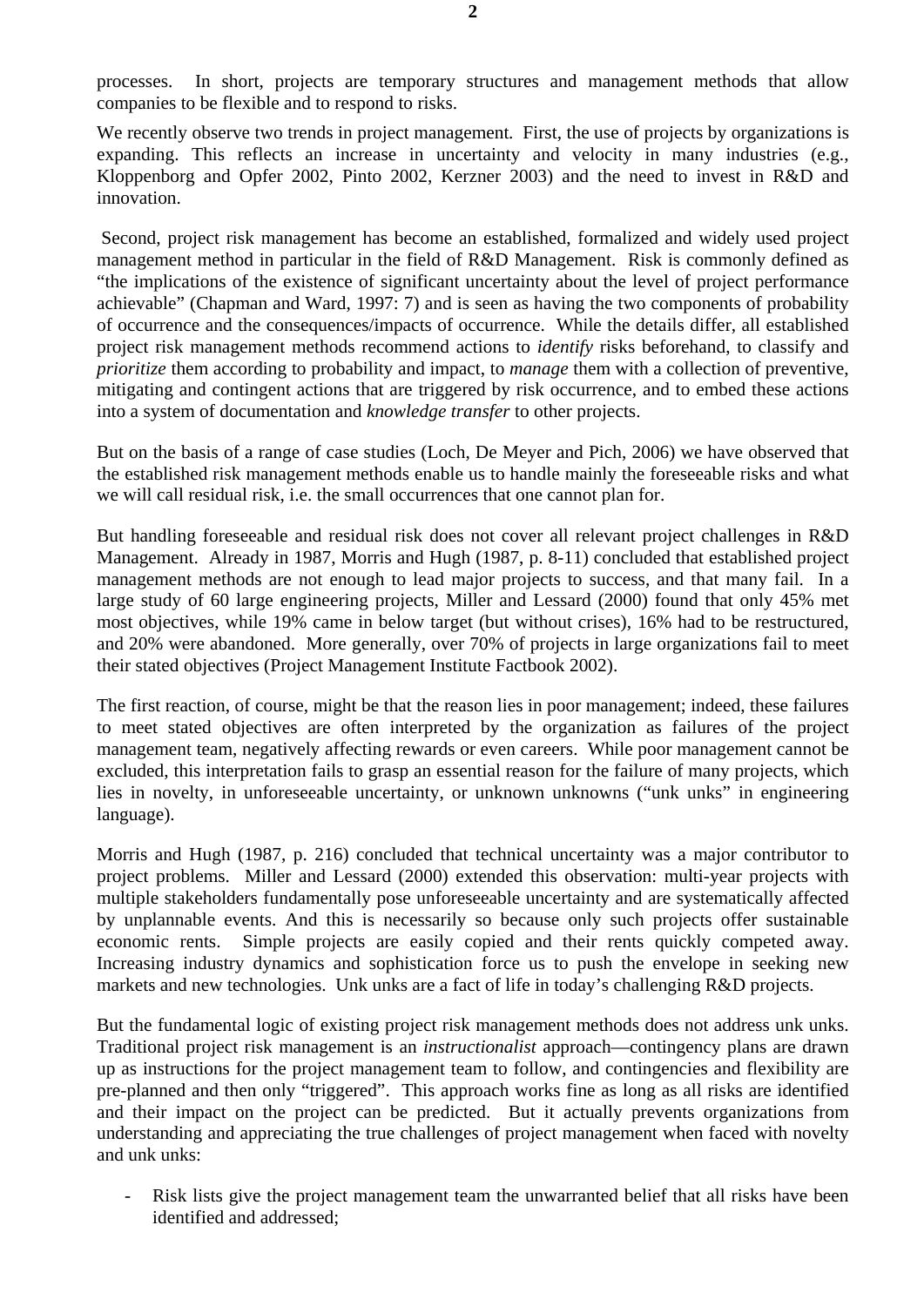processes. In short, projects are temporary structures and management methods that allow companies to be flexible and to respond to risks.

We recently observe two trends in project management. First, the use of projects by organizations is expanding. This reflects an increase in uncertainty and velocity in many industries (e.g., Kloppenborg and Opfer 2002, Pinto 2002, Kerzner 2003) and the need to invest in R&D and innovation.

Second, project risk management has become an established, formalized and widely used project management method in particular in the field of R&D Management. Risk is commonly defined as "the implications of the existence of significant uncertainty about the level of project performance achievable" (Chapman and Ward, 1997: 7) and is seen as having the two components of probability of occurrence and the consequences/impacts of occurrence. While the details differ, all established project risk management methods recommend actions to *identify* risks beforehand, to classify and *prioritize* them according to probability and impact, to *manage* them with a collection of preventive, mitigating and contingent actions that are triggered by risk occurrence, and to embed these actions into a system of documentation and *knowledge transfer* to other projects.

But on the basis of a range of case studies (Loch, De Meyer and Pich, 2006) we have observed that the established risk management methods enable us to handle mainly the foreseeable risks and what we will call residual risk, i.e. the small occurrences that one cannot plan for.

But handling foreseeable and residual risk does not cover all relevant project challenges in R&D Management. Already in 1987, Morris and Hugh (1987, p. 8-11) concluded that established project management methods are not enough to lead major projects to success, and that many fail. In a large study of 60 large engineering projects, Miller and Lessard (2000) found that only 45% met most objectives, while 19% came in below target (but without crises), 16% had to be restructured, and 20% were abandoned. More generally, over 70% of projects in large organizations fail to meet their stated objectives (Project Management Institute Factbook 2002).

The first reaction, of course, might be that the reason lies in poor management; indeed, these failures to meet stated objectives are often interpreted by the organization as failures of the project management team, negatively affecting rewards or even careers. While poor management cannot be excluded, this interpretation fails to grasp an essential reason for the failure of many projects, which lies in novelty, in unforeseeable uncertainty, or unknown unknowns ("unk unks" in engineering language).

Morris and Hugh (1987, p. 216) concluded that technical uncertainty was a major contributor to project problems. Miller and Lessard (2000) extended this observation: multi-year projects with multiple stakeholders fundamentally pose unforeseeable uncertainty and are systematically affected by unplannable events. And this is necessarily so because only such projects offer sustainable economic rents. Simple projects are easily copied and their rents quickly competed away. Increasing industry dynamics and sophistication force us to push the envelope in seeking new markets and new technologies. Unk unks are a fact of life in today's challenging R&D projects.

But the fundamental logic of existing project risk management methods does not address unk unks. Traditional project risk management is an *instructionalist* approach—contingency plans are drawn up as instructions for the project management team to follow, and contingencies and flexibility are pre-planned and then only "triggered". This approach works fine as long as all risks are identified and their impact on the project can be predicted. But it actually prevents organizations from understanding and appreciating the true challenges of project management when faced with novelty and unk unks:

- Risk lists give the project management team the unwarranted belief that all risks have been identified and addressed;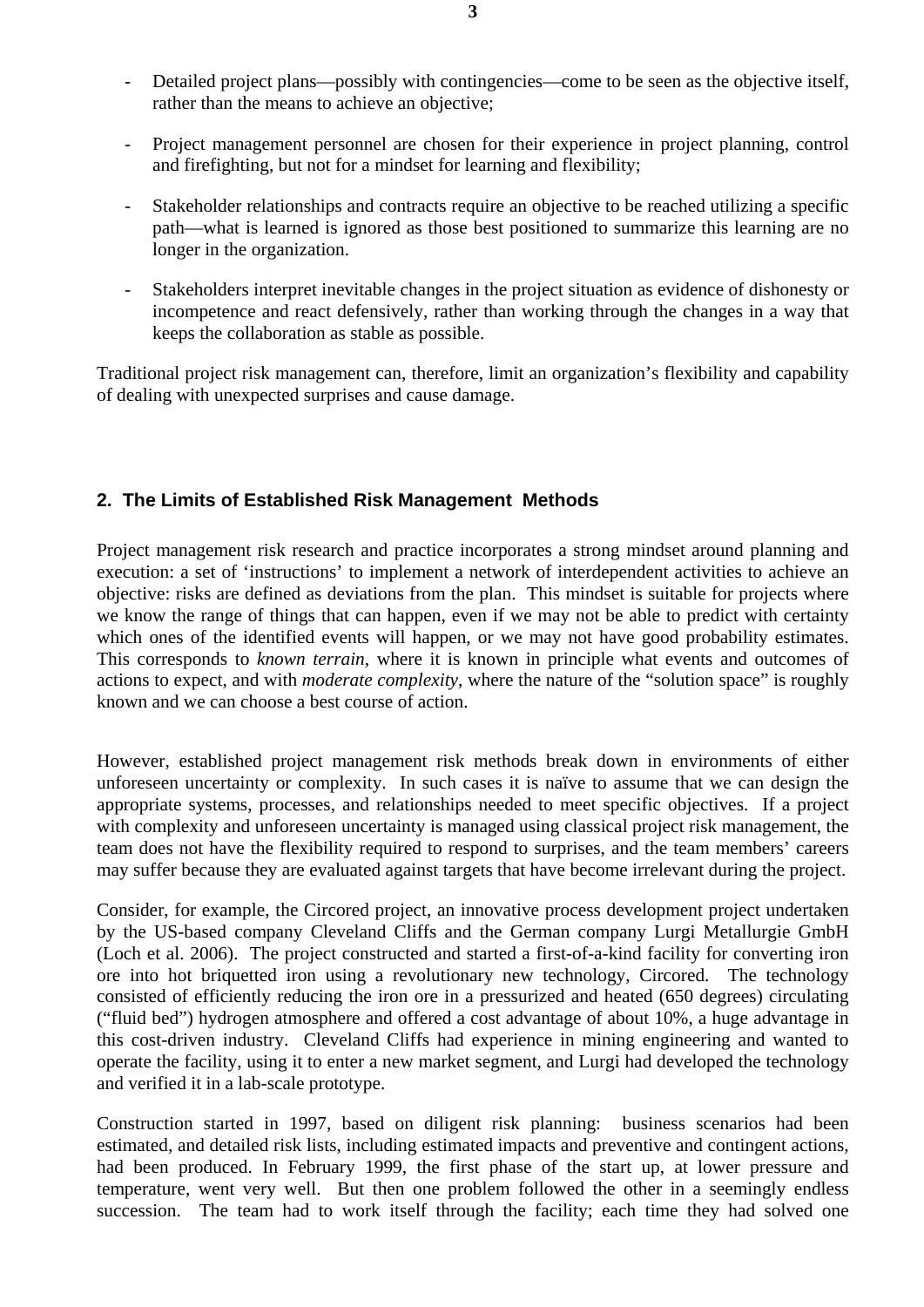- Detailed project plans—possibly with contingencies—come to be seen as the objective itself, rather than the means to achieve an objective;

- Project management personnel are chosen for their experience in project planning, control and firefighting, but not for a mindset for learning and flexibility;

- Stakeholder relationships and contracts require an objective to be reached utilizing a specific path—what is learned is ignored as those best positioned to summarize this learning are no longer in the organization.

- Stakeholders interpret inevitable changes in the project situation as evidence of dishonesty or incompetence and react defensively, rather than working through the changes in a way that keeps the collaboration as stable as possible.

Traditional project risk management can, therefore, limit an organization's flexibility and capability of dealing with unexpected surprises and cause damage.

## 2. The Limits of Established Risk Management Methods

Project management risk research and practice incorporates a strong mindset around planning and execution: a set of 'instructions' to implement a network of interdependent activities to achieve an objective: risks are defined as deviations from the plan. This mindset is suitable for projects where we know the range of things that can happen, even if we may not be able to predict with certainty which ones of the identified events will happen, or we may not have good probability estimates. This corresponds to *known terrain*, where it is known in principle what events and outcomes of actions to expect, and with *moderate complexity*, where the nature of the "solution space" is roughly known and we can choose a best course of action.

However, established project management risk methods break down in environments of either unforeseen uncertainty or complexity. In such cases it is naïve to assume that we can design the appropriate systems, processes, and relationships needed to meet specific objectives. If a project with complexity and unforeseen uncertainty is managed using classical project risk management, the team does not have the flexibility required to respond to surprises, and the team members' careers may suffer because they are evaluated against targets that have become irrelevant during the project.

Consider, for example, the Circored project, an innovative process development project undertaken by the US-based company Cleveland Cliffs and the German company Lurgi Metallurgie GmbH (Loch et al. 2006). The project constructed and started a first-of-a-kind facility for converting iron ore into hot briquetted iron using a revolutionary new technology, Circored. The technology consisted of efficiently reducing the iron ore in a pressurized and heated (650 degrees) circulating ("fluid bed") hydrogen atmosphere and offered a cost advantage of about 10%, a huge advantage in this cost-driven industry. Cleveland Cliffs had experience in mining engineering and wanted to operate the facility, using it to enter a new market segment, and Lurgi had developed the technology and verified it in a lab-scale prototype.

Construction started in 1997, based on diligent risk planning: business scenarios had been estimated, and detailed risk lists, including estimated impacts and preventive and contingent actions, had been produced. In February 1999, the first phase of the start up, at lower pressure and temperature, went very well. But then one problem followed the other in a seemingly endless succession. The team had to work itself through the facility; each time they had solved one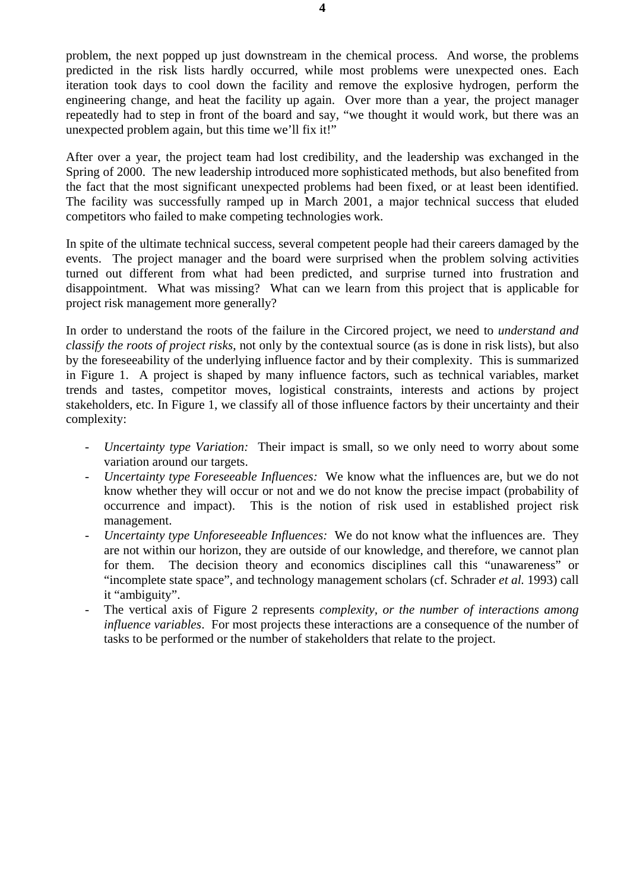problem, the next popped up just downstream in the chemical process. And worse, the problems predicted in the risk lists hardly occurred, while most problems were unexpected ones. Each iteration took days to cool down the facility and remove the explosive hydrogen, perform the engineering change, and heat the facility up again. Over more than a year, the project manager repeatedly had to step in front of the board and say, "we thought it would work, but there was an unexpected problem again, but this time we'll fix it!"

After over a year, the project team had lost credibility, and the leadership was exchanged in the Spring of 2000. The new leadership introduced more sophisticated methods, but also benefited from the fact that the most significant unexpected problems had been fixed, or at least been identified. The facility was successfully ramped up in March 2001, a major technical success that eluded competitors who failed to make competing technologies work.

In spite of the ultimate technical success, several competent people had their careers damaged by the events. The project manager and the board were surprised when the problem solving activities turned out different from what had been predicted, and surprise turned into frustration and disappointment. What was missing? What can we learn from this project that is applicable for project risk management more generally?

In order to understand the roots of the failure in the Circored project, we need to *understand and classify the roots of project risks*, not only by the contextual source (as is done in risk lists), but also by the foreseeability of the underlying influence factor and by their complexity. This is summarized in Figure 1. A project is shaped by many influence factors, such as technical variables, market trends and tastes, competitor moves, logistical constraints, interests and actions by project stakeholders, etc. In Figure 1, we classify all of those influence factors by their uncertainty and their complexity:

- *Uncertainty type Variation:* Their impact is small, so we only need to worry about some variation around our targets.
- *Uncertainty type Foreseeable Influences:* We know what the influences are, but we do not know whether they will occur or not and we do not know the precise impact (probability of occurrence and impact). This is the notion of risk used in established project risk management.
- *Uncertainty type Unforeseeable Influences:* We do not know what the influences are. They are not within our horizon, they are outside of our knowledge, and therefore, we cannot plan for them. The decision theory and economics disciplines call this "unawareness" or "incomplete state space", and technology management scholars (cf. Schrader *et al.* 1993) call it "ambiguity".
- The vertical axis of Figure 2 represents *complexity, or the number of interactions among influence variables*. For most projects these interactions are a consequence of the number of tasks to be performed or the number of stakeholders that relate to the project.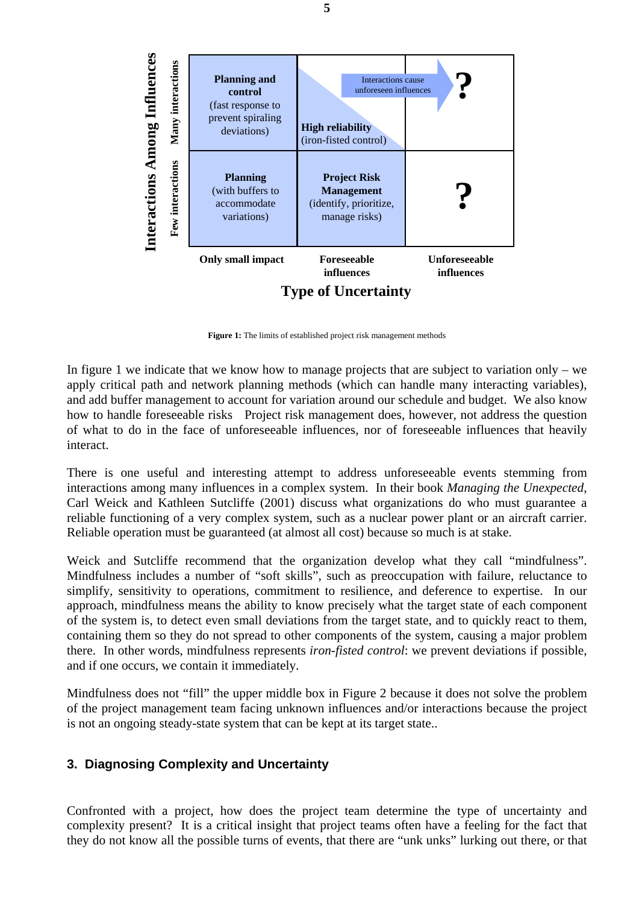| Interactions Among Influences | Only small impact | Foreseeable influences | Unforeseeable influences |
|---|---|---|---|
| **Many interactions** | **Planning and control** (fast response to prevent spiraling deviations) | **High reliability** (iron-fisted control) — Interactions cause unforeseen influences → | **?** |
| **Few interactions** | **Planning** (with buffers to accommodate variations) | **Project Risk Management** (identify, prioritize, manage risks) | **?** |

**Type of Uncertainty**

**Figure 1:** The limits of established project risk management methods

In figure 1 we indicate that we know how to manage projects that are subject to variation only – we apply critical path and network planning methods (which can handle many interacting variables), and add buffer management to account for variation around our schedule and budget. We also know how to handle foreseeable risks Project risk management does, however, not address the question of what to do in the face of unforeseeable influences, nor of foreseeable influences that heavily interact.

There is one useful and interesting attempt to address unforeseeable events stemming from interactions among many influences in a complex system. In their book *Managing the Unexpected*, Carl Weick and Kathleen Sutcliffe (2001) discuss what organizations do who must guarantee a reliable functioning of a very complex system, such as a nuclear power plant or an aircraft carrier. Reliable operation must be guaranteed (at almost all cost) because so much is at stake.

Weick and Sutcliffe recommend that the organization develop what they call "mindfulness". Mindfulness includes a number of "soft skills", such as preoccupation with failure, reluctance to simplify, sensitivity to operations, commitment to resilience, and deference to expertise. In our approach, mindfulness means the ability to know precisely what the target state of each component of the system is, to detect even small deviations from the target state, and to quickly react to them, containing them so they do not spread to other components of the system, causing a major problem there. In other words, mindfulness represents *iron-fisted control*: we prevent deviations if possible, and if one occurs, we contain it immediately.

Mindfulness does not "fill" the upper middle box in Figure 2 because it does not solve the problem of the project management team facing unknown influences and/or interactions because the project is not an ongoing steady-state system that can be kept at its target state..

## 3. Diagnosing Complexity and Uncertainty

Confronted with a project, how does the project team determine the type of uncertainty and complexity present? It is a critical insight that project teams often have a feeling for the fact that they do not know all the possible turns of events, that there are "unk unks" lurking out there, or that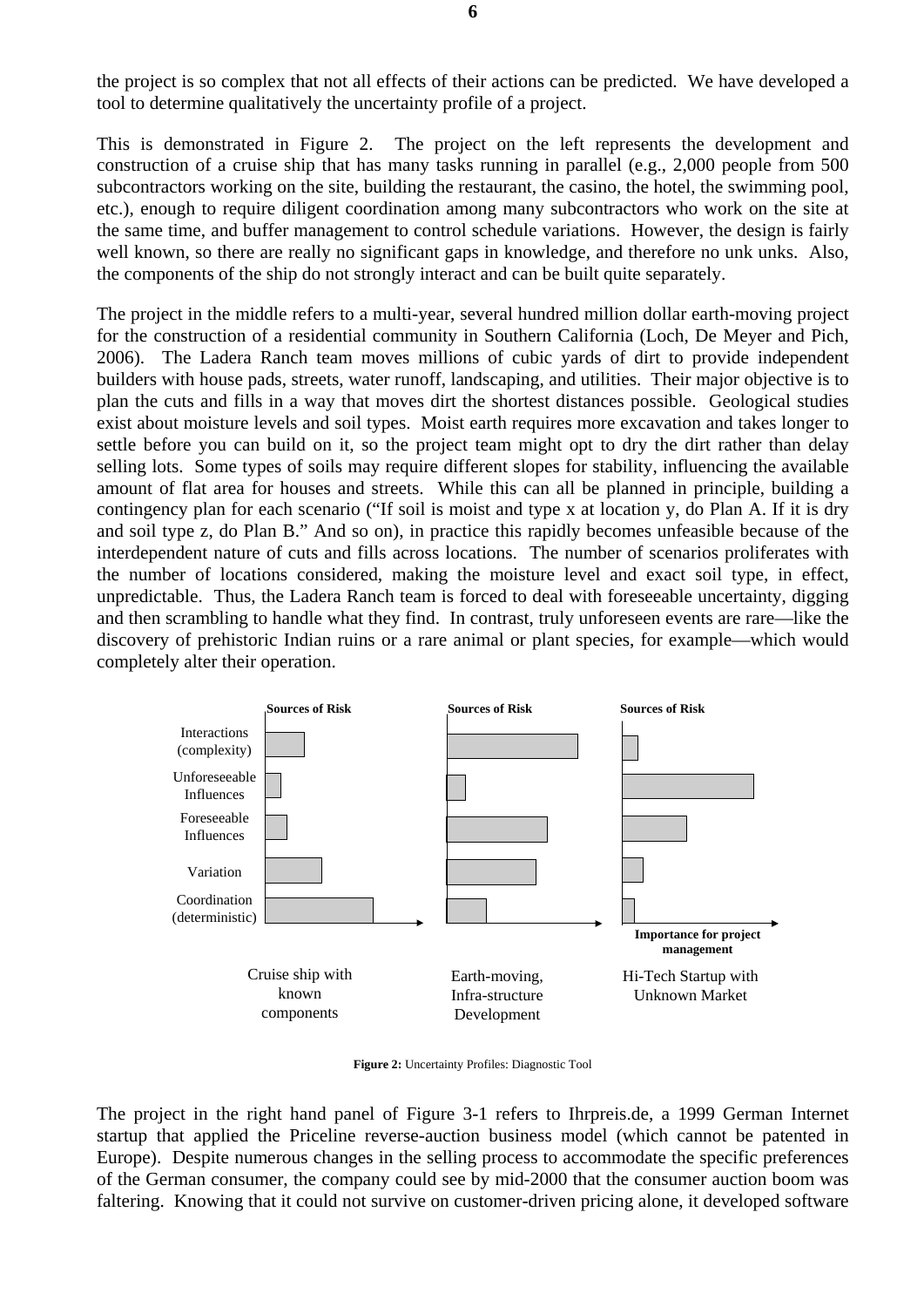the project is so complex that not all effects of their actions can be predicted. We have developed a tool to determine qualitatively the uncertainty profile of a project.

This is demonstrated in Figure 2. The project on the left represents the development and construction of a cruise ship that has many tasks running in parallel (e.g., 2,000 people from 500 subcontractors working on the site, building the restaurant, the casino, the hotel, the swimming pool, etc.), enough to require diligent coordination among many subcontractors who work on the site at the same time, and buffer management to control schedule variations. However, the design is fairly well known, so there are really no significant gaps in knowledge, and therefore no unk unks. Also, the components of the ship do not strongly interact and can be built quite separately.

The project in the middle refers to a multi-year, several hundred million dollar earth-moving project for the construction of a residential community in Southern California (Loch, De Meyer and Pich, 2006). The Ladera Ranch team moves millions of cubic yards of dirt to provide independent builders with house pads, streets, water runoff, landscaping, and utilities. Their major objective is to plan the cuts and fills in a way that moves dirt the shortest distances possible. Geological studies exist about moisture levels and soil types. Moist earth requires more excavation and takes longer to settle before you can build on it, so the project team might opt to dry the dirt rather than delay selling lots. Some types of soils may require different slopes for stability, influencing the available amount of flat area for houses and streets. While this can all be planned in principle, building a contingency plan for each scenario ("If soil is moist and type x at location y, do Plan A. If it is dry and soil type z, do Plan B." And so on), in practice this rapidly becomes unfeasible because of the interdependent nature of cuts and fills across locations. The number of scenarios proliferates with the number of locations considered, making the moisture level and exact soil type, in effect, unpredictable. Thus, the Ladera Ranch team is forced to deal with foreseeable uncertainty, digging and then scrambling to handle what they find. In contrast, truly unforeseen events are rare—like the discovery of prehistoric Indian ruins or a rare animal or plant species, for example—which would completely alter their operation.

**Figure 2:** Uncertainty Profiles: Diagnostic Tool

The project in the right hand panel of Figure 3-1 refers to Ihrpreis.de, a 1999 German Internet startup that applied the Priceline reverse-auction business model (which cannot be patented in Europe). Despite numerous changes in the selling process to accommodate the specific preferences of the German consumer, the company could see by mid-2000 that the consumer auction boom was faltering. Knowing that it could not survive on customer-driven pricing alone, it developed software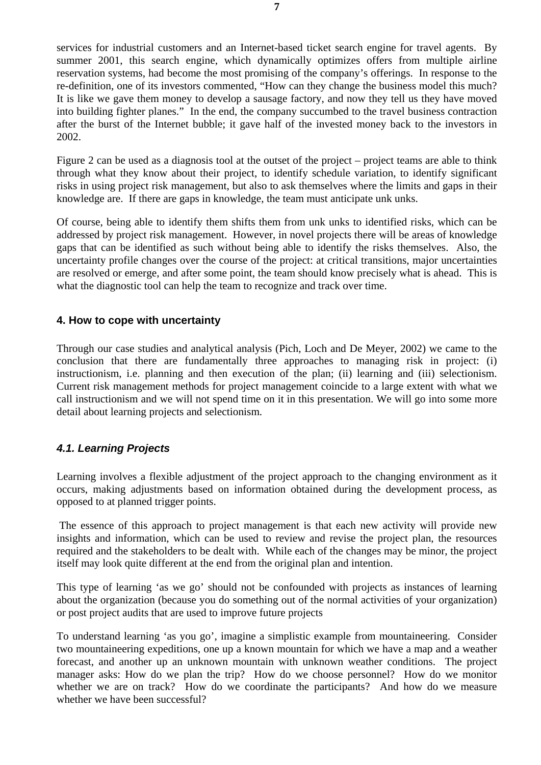services for industrial customers and an Internet-based ticket search engine for travel agents. By summer 2001, this search engine, which dynamically optimizes offers from multiple airline reservation systems, had become the most promising of the company's offerings. In response to the re-definition, one of its investors commented, "How can they change the business model this much? It is like we gave them money to develop a sausage factory, and now they tell us they have moved into building fighter planes." In the end, the company succumbed to the travel business contraction after the burst of the Internet bubble; it gave half of the invested money back to the investors in 2002.

Figure 2 can be used as a diagnosis tool at the outset of the project – project teams are able to think through what they know about their project, to identify schedule variation, to identify significant risks in using project risk management, but also to ask themselves where the limits and gaps in their knowledge are. If there are gaps in knowledge, the team must anticipate unk unks.

Of course, being able to identify them shifts them from unk unks to identified risks, which can be addressed by project risk management. However, in novel projects there will be areas of knowledge gaps that can be identified as such without being able to identify the risks themselves. Also, the uncertainty profile changes over the course of the project: at critical transitions, major uncertainties are resolved or emerge, and after some point, the team should know precisely what is ahead. This is what the diagnostic tool can help the team to recognize and track over time.

## 4. How to cope with uncertainty

Through our case studies and analytical analysis (Pich, Loch and De Meyer, 2002) we came to the conclusion that there are fundamentally three approaches to managing risk in project: (i) instructionism, i.e. planning and then execution of the plan; (ii) learning and (iii) selectionism. Current risk management methods for project management coincide to a large extent with what we call instructionism and we will not spend time on it in this presentation. We will go into some more detail about learning projects and selectionism.

### *4.1. Learning Projects*

Learning involves a flexible adjustment of the project approach to the changing environment as it occurs, making adjustments based on information obtained during the development process, as opposed to at planned trigger points.

The essence of this approach to project management is that each new activity will provide new insights and information, which can be used to review and revise the project plan, the resources required and the stakeholders to be dealt with. While each of the changes may be minor, the project itself may look quite different at the end from the original plan and intention.

This type of learning 'as we go' should not be confounded with projects as instances of learning about the organization (because you do something out of the normal activities of your organization) or post project audits that are used to improve future projects

To understand learning 'as you go', imagine a simplistic example from mountaineering. Consider two mountaineering expeditions, one up a known mountain for which we have a map and a weather forecast, and another up an unknown mountain with unknown weather conditions. The project manager asks: How do we plan the trip? How do we choose personnel? How do we monitor whether we are on track? How do we coordinate the participants? And how do we measure whether we have been successful?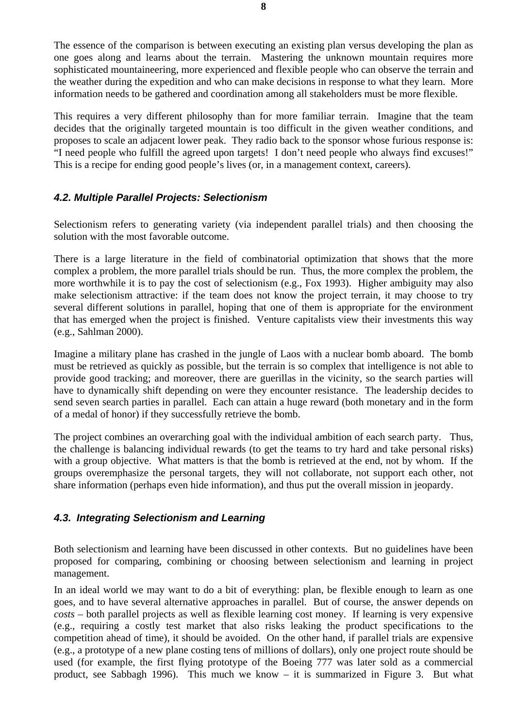The essence of the comparison is between executing an existing plan versus developing the plan as one goes along and learns about the terrain. Mastering the unknown mountain requires more sophisticated mountaineering, more experienced and flexible people who can observe the terrain and the weather during the expedition and who can make decisions in response to what they learn. More information needs to be gathered and coordination among all stakeholders must be more flexible.

This requires a very different philosophy than for more familiar terrain. Imagine that the team decides that the originally targeted mountain is too difficult in the given weather conditions, and proposes to scale an adjacent lower peak. They radio back to the sponsor whose furious response is: "I need people who fulfill the agreed upon targets! I don't need people who always find excuses!" This is a recipe for ending good people's lives (or, in a management context, careers).

### *4.2. Multiple Parallel Projects: Selectionism*

Selectionism refers to generating variety (via independent parallel trials) and then choosing the solution with the most favorable outcome.

There is a large literature in the field of combinatorial optimization that shows that the more complex a problem, the more parallel trials should be run. Thus, the more complex the problem, the more worthwhile it is to pay the cost of selectionism (e.g., Fox 1993). Higher ambiguity may also make selectionism attractive: if the team does not know the project terrain, it may choose to try several different solutions in parallel, hoping that one of them is appropriate for the environment that has emerged when the project is finished. Venture capitalists view their investments this way (e.g., Sahlman 2000).

Imagine a military plane has crashed in the jungle of Laos with a nuclear bomb aboard. The bomb must be retrieved as quickly as possible, but the terrain is so complex that intelligence is not able to provide good tracking; and moreover, there are guerillas in the vicinity, so the search parties will have to dynamically shift depending on were they encounter resistance. The leadership decides to send seven search parties in parallel. Each can attain a huge reward (both monetary and in the form of a medal of honor) if they successfully retrieve the bomb.

The project combines an overarching goal with the individual ambition of each search party. Thus, the challenge is balancing individual rewards (to get the teams to try hard and take personal risks) with a group objective. What matters is that the bomb is retrieved at the end, not by whom. If the groups overemphasize the personal targets, they will not collaborate, not support each other, not share information (perhaps even hide information), and thus put the overall mission in jeopardy.

### *4.3. Integrating Selectionism and Learning*

Both selectionism and learning have been discussed in other contexts. But no guidelines have been proposed for comparing, combining or choosing between selectionism and learning in project management.

In an ideal world we may want to do a bit of everything: plan, be flexible enough to learn as one goes, and to have several alternative approaches in parallel. But of course, the answer depends on *costs* – both parallel projects as well as flexible learning cost money. If learning is very expensive (e.g., requiring a costly test market that also risks leaking the product specifications to the competition ahead of time), it should be avoided. On the other hand, if parallel trials are expensive (e.g., a prototype of a new plane costing tens of millions of dollars), only one project route should be used (for example, the first flying prototype of the Boeing 777 was later sold as a commercial product, see Sabbagh 1996). This much we know – it is summarized in Figure 3. But what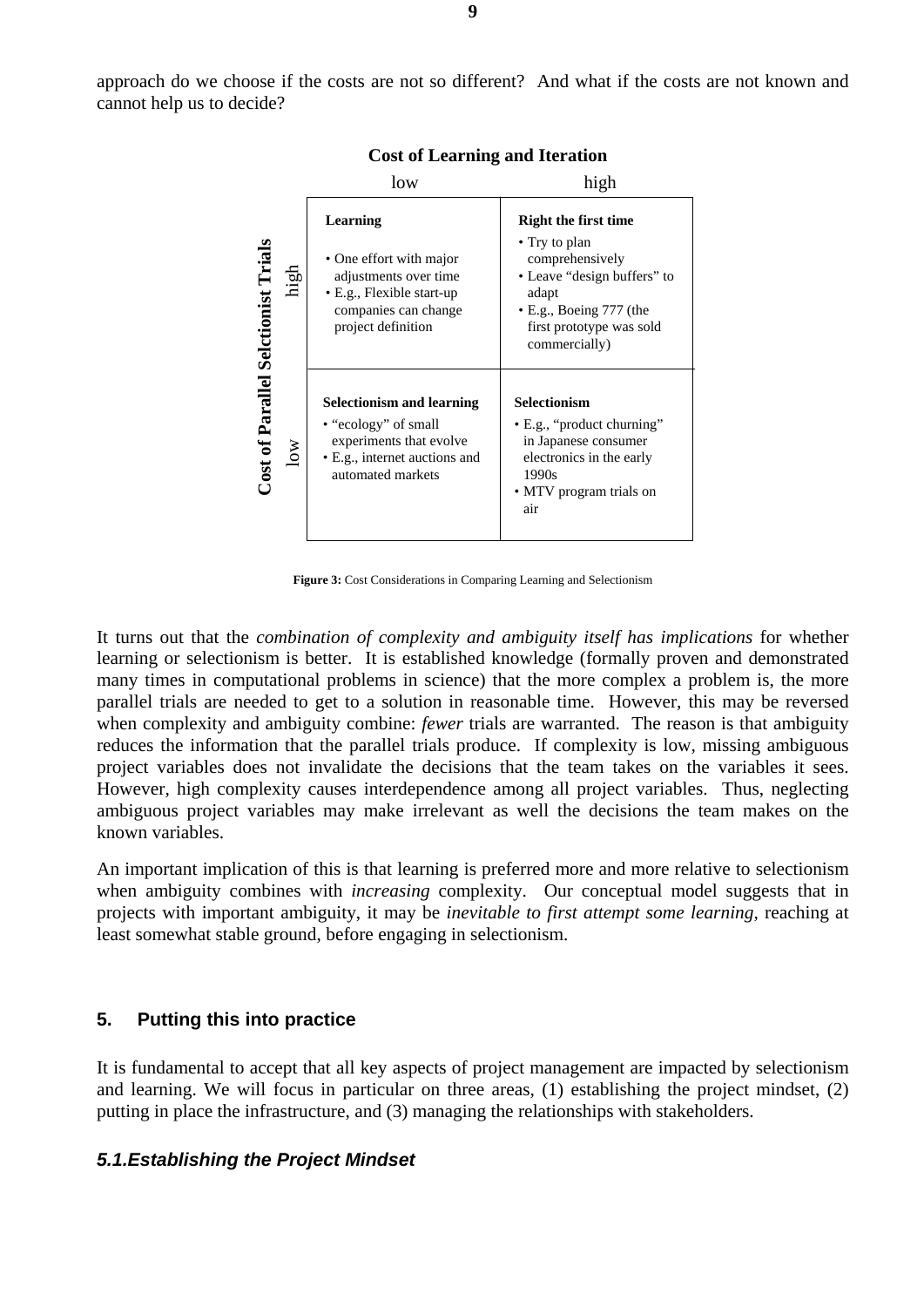approach do we choose if the costs are not so different? And what if the costs are not known and cannot help us to decide?

**Cost of Learning and Iteration**

| Cost of Parallel Selctionist Trials | low | high |
|---|---|---|
| high | **Learning**<br>• One effort with major adjustments over time<br>• E.g., Flexible start-up companies can change project definition | **Right the first time**<br>• Try to plan comprehensively<br>• Leave "design buffers" to adapt<br>• E.g., Boeing 777 (the first prototype was sold commercially) |
| low | **Selectionism and learning**<br>• "ecology" of small experiments that evolve<br>• E.g., internet auctions and automated markets | **Selectionism**<br>• E.g., "product churning" in Japanese consumer electronics in the early 1990s<br>• MTV program trials on air |

**Figure 3:** Cost Considerations in Comparing Learning and Selectionism

It turns out that the *combination of complexity and ambiguity itself has implications* for whether learning or selectionism is better. It is established knowledge (formally proven and demonstrated many times in computational problems in science) that the more complex a problem is, the more parallel trials are needed to get to a solution in reasonable time. However, this may be reversed when complexity and ambiguity combine: *fewer* trials are warranted. The reason is that ambiguity reduces the information that the parallel trials produce. If complexity is low, missing ambiguous project variables does not invalidate the decisions that the team takes on the variables it sees. However, high complexity causes interdependence among all project variables. Thus, neglecting ambiguous project variables may make irrelevant as well the decisions the team makes on the known variables.

An important implication of this is that learning is preferred more and more relative to selectionism when ambiguity combines with *increasing* complexity. Our conceptual model suggests that in projects with important ambiguity, it may be *inevitable to first attempt some learning*, reaching at least somewhat stable ground, before engaging in selectionism.

## 5. Putting this into practice

It is fundamental to accept that all key aspects of project management are impacted by selectionism and learning. We will focus in particular on three areas, (1) establishing the project mindset, (2) putting in place the infrastructure, and (3) managing the relationships with stakeholders.

### *5.1. Establishing the Project Mindset*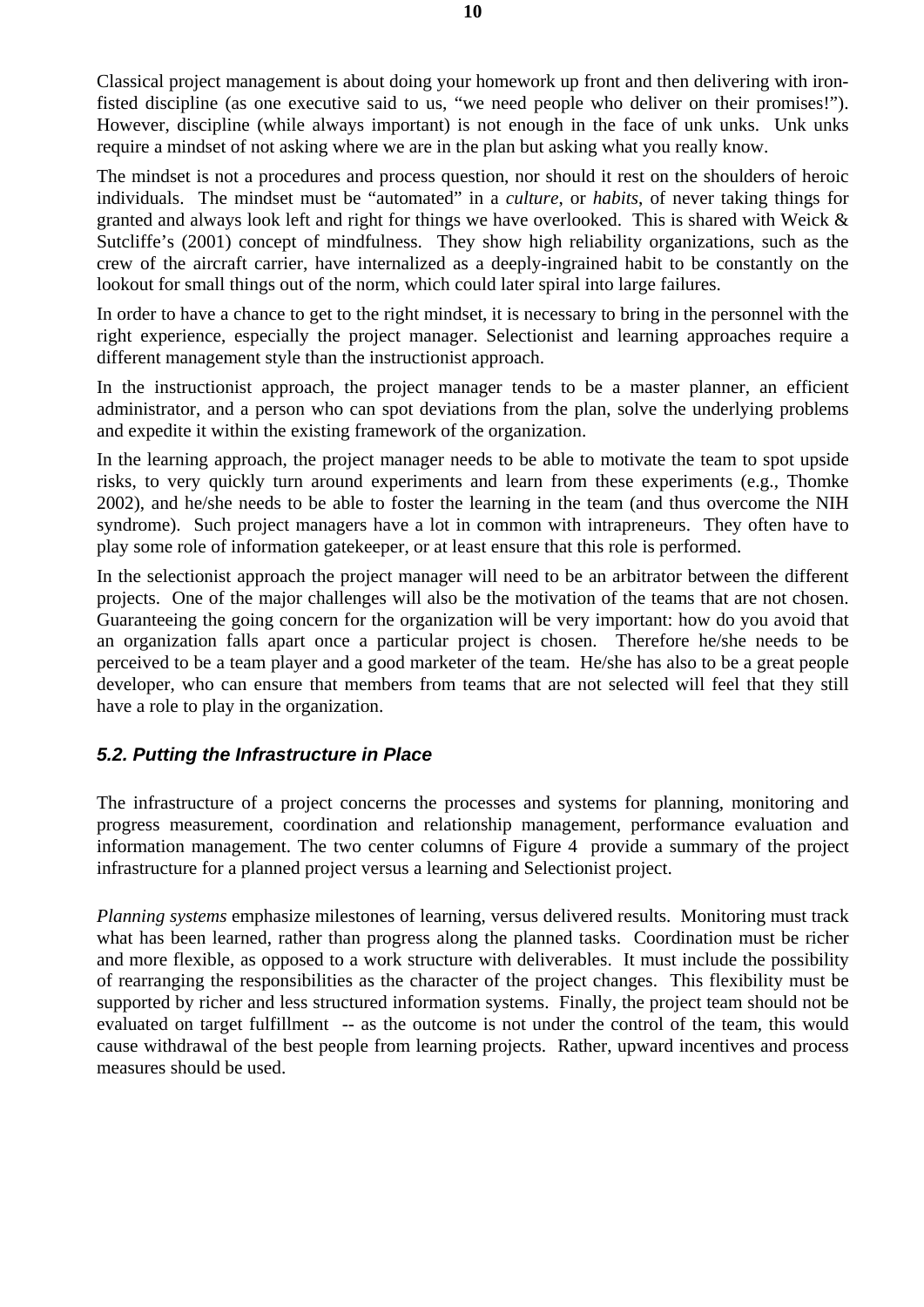Classical project management is about doing your homework up front and then delivering with iron-fisted discipline (as one executive said to us, "we need people who deliver on their promises!"). However, discipline (while always important) is not enough in the face of unk unks. Unk unks require a mindset of not asking where we are in the plan but asking what you really know.

The mindset is not a procedures and process question, nor should it rest on the shoulders of heroic individuals. The mindset must be "automated" in a *culture*, or *habits*, of never taking things for granted and always look left and right for things we have overlooked. This is shared with Weick & Sutcliffe's (2001) concept of mindfulness. They show high reliability organizations, such as the crew of the aircraft carrier, have internalized as a deeply-ingrained habit to be constantly on the lookout for small things out of the norm, which could later spiral into large failures.

In order to have a chance to get to the right mindset, it is necessary to bring in the personnel with the right experience, especially the project manager. Selectionist and learning approaches require a different management style than the instructionist approach.

In the instructionist approach, the project manager tends to be a master planner, an efficient administrator, and a person who can spot deviations from the plan, solve the underlying problems and expedite it within the existing framework of the organization.

In the learning approach, the project manager needs to be able to motivate the team to spot upside risks, to very quickly turn around experiments and learn from these experiments (e.g., Thomke 2002), and he/she needs to be able to foster the learning in the team (and thus overcome the NIH syndrome). Such project managers have a lot in common with intrapreneurs. They often have to play some role of information gatekeeper, or at least ensure that this role is performed.

In the selectionist approach the project manager will need to be an arbitrator between the different projects. One of the major challenges will also be the motivation of the teams that are not chosen. Guaranteeing the going concern for the organization will be very important: how do you avoid that an organization falls apart once a particular project is chosen. Therefore he/she needs to be perceived to be a team player and a good marketer of the team. He/she has also to be a great people developer, who can ensure that members from teams that are not selected will feel that they still have a role to play in the organization.

### *5.2. Putting the Infrastructure in Place*

The infrastructure of a project concerns the processes and systems for planning, monitoring and progress measurement, coordination and relationship management, performance evaluation and information management. The two center columns of Figure 4 provide a summary of the project infrastructure for a planned project versus a learning and Selectionist project.

*Planning systems* emphasize milestones of learning, versus delivered results. Monitoring must track what has been learned, rather than progress along the planned tasks. Coordination must be richer and more flexible, as opposed to a work structure with deliverables. It must include the possibility of rearranging the responsibilities as the character of the project changes. This flexibility must be supported by richer and less structured information systems. Finally, the project team should not be evaluated on target fulfillment -- as the outcome is not under the control of the team, this would cause withdrawal of the best people from learning projects. Rather, upward incentives and process measures should be used.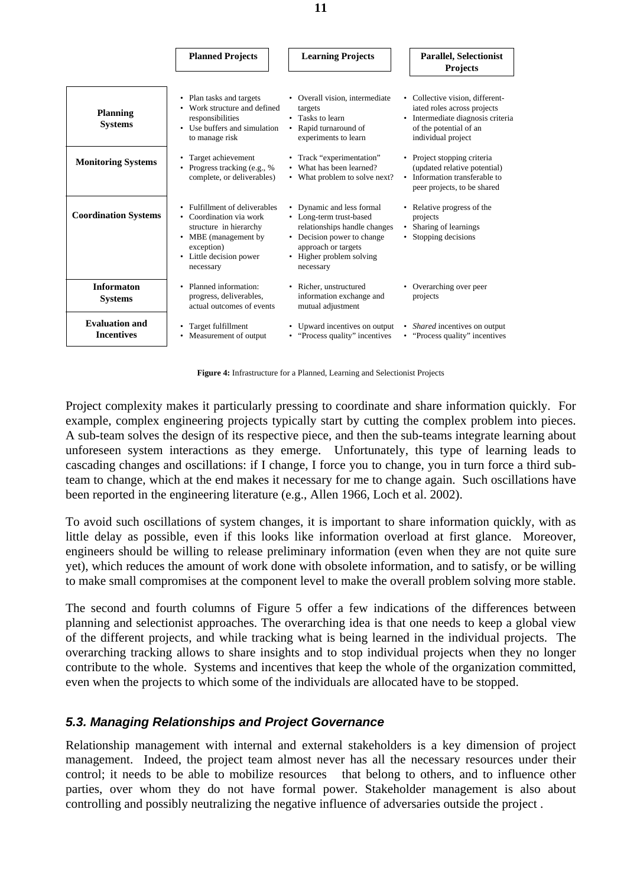| | Planned Projects | Learning Projects | Parallel, Selectionist Projects |
|---|---|---|---|
| **Planning Systems** | • Plan tasks and targets<br>• Work structure and defined responsibilities<br>• Use buffers and simulation to manage risk | • Overall vision, intermediate targets<br>• Tasks to learn<br>• Rapid turnaround of experiments to learn | • Collective vision, differentiated roles across projects<br>• Intermediate diagnosis criteria of the potential of an individual project |
| **Monitoring Systems** | • Target achievement<br>• Progress tracking (e.g., % complete, or deliverables) | • Track "experimentation"<br>• What has been learned?<br>• What problem to solve next? | • Project stopping criteria (updated relative potential)<br>• Information transferable to peer projects, to be shared |
| **Coordination Systems** | • Fulfillment of deliverables<br>• Coordination via work structure in hierarchy<br>• MBE (management by exception)<br>• Little decision power necessary | • Dynamic and less formal<br>• Long-term trust-based relationships handle changes<br>• Decision power to change approach or targets<br>• Higher problem solving necessary | • Relative progress of the projects<br>• Sharing of learnings<br>• Stopping decisions |
| **Informaton Systems** | • Planned information: progress, deliverables, actual outcomes of events | • Richer, unstructured information exchange and mutual adjustment | • Overarching over peer projects |
| **Evaluation and Incentives** | • Target fulfillment<br>• Measurement of output | • Upward incentives on output<br>• "Process quality" incentives | • *Shared* incentives on output<br>• "Process quality" incentives |

**Figure 4:** Infrastructure for a Planned, Learning and Selectionist Projects

Project complexity makes it particularly pressing to coordinate and share information quickly. For example, complex engineering projects typically start by cutting the complex problem into pieces. A sub-team solves the design of its respective piece, and then the sub-teams integrate learning about unforeseen system interactions as they emerge. Unfortunately, this type of learning leads to cascading changes and oscillations: if I change, I force you to change, you in turn force a third sub-team to change, which at the end makes it necessary for me to change again. Such oscillations have been reported in the engineering literature (e.g., Allen 1966, Loch et al. 2002).

To avoid such oscillations of system changes, it is important to share information quickly, with as little delay as possible, even if this looks like information overload at first glance. Moreover, engineers should be willing to release preliminary information (even when they are not quite sure yet), which reduces the amount of work done with obsolete information, and to satisfy, or be willing to make small compromises at the component level to make the overall problem solving more stable.

The second and fourth columns of Figure 5 offer a few indications of the differences between planning and selectionist approaches. The overarching idea is that one needs to keep a global view of the different projects, and while tracking what is being learned in the individual projects. The overarching tracking allows to share insights and to stop individual projects when they no longer contribute to the whole. Systems and incentives that keep the whole of the organization committed, even when the projects to which some of the individuals are allocated have to be stopped.

### *5.3. Managing Relationships and Project Governance*

Relationship management with internal and external stakeholders is a key dimension of project management. Indeed, the project team almost never has all the necessary resources under their control; it needs to be able to mobilize resources that belong to others, and to influence other parties, over whom they do not have formal power. Stakeholder management is also about controlling and possibly neutralizing the negative influence of adversaries outside the project .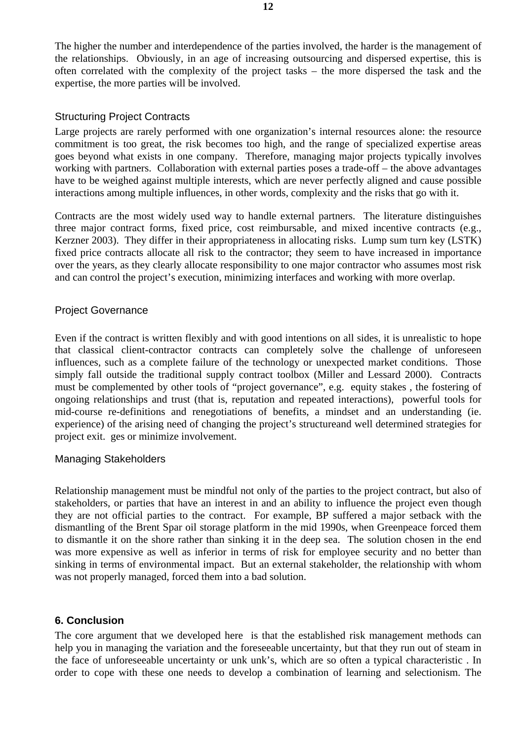The higher the number and interdependence of the parties involved, the harder is the management of the relationships. Obviously, in an age of increasing outsourcing and dispersed expertise, this is often correlated with the complexity of the project tasks – the more dispersed the task and the expertise, the more parties will be involved.

### Structuring Project Contracts

Large projects are rarely performed with one organization's internal resources alone: the resource commitment is too great, the risk becomes too high, and the range of specialized expertise areas goes beyond what exists in one company. Therefore, managing major projects typically involves working with partners. Collaboration with external parties poses a trade-off – the above advantages have to be weighed against multiple interests, which are never perfectly aligned and cause possible interactions among multiple influences, in other words, complexity and the risks that go with it.

Contracts are the most widely used way to handle external partners. The literature distinguishes three major contract forms, fixed price, cost reimbursable, and mixed incentive contracts (e.g., Kerzner 2003). They differ in their appropriateness in allocating risks. Lump sum turn key (LSTK) fixed price contracts allocate all risk to the contractor; they seem to have increased in importance over the years, as they clearly allocate responsibility to one major contractor who assumes most risk and can control the project's execution, minimizing interfaces and working with more overlap.

### Project Governance

Even if the contract is written flexibly and with good intentions on all sides, it is unrealistic to hope that classical client-contractor contracts can completely solve the challenge of unforeseen influences, such as a complete failure of the technology or unexpected market conditions. Those simply fall outside the traditional supply contract toolbox (Miller and Lessard 2000). Contracts must be complemented by other tools of "project governance", e.g. equity stakes , the fostering of ongoing relationships and trust (that is, reputation and repeated interactions), powerful tools for mid-course re-definitions and renegotiations of benefits, a mindset and an understanding (ie. experience) of the arising need of changing the project's structureand well determined strategies for project exit. ges or minimize involvement.

### Managing Stakeholders

Relationship management must be mindful not only of the parties to the project contract, but also of stakeholders, or parties that have an interest in and an ability to influence the project even though they are not official parties to the contract. For example, BP suffered a major setback with the dismantling of the Brent Spar oil storage platform in the mid 1990s, when Greenpeace forced them to dismantle it on the shore rather than sinking it in the deep sea. The solution chosen in the end was more expensive as well as inferior in terms of risk for employee security and no better than sinking in terms of environmental impact. But an external stakeholder, the relationship with whom was not properly managed, forced them into a bad solution.

## 6. Conclusion

The core argument that we developed here is that the established risk management methods can help you in managing the variation and the foreseeable uncertainty, but that they run out of steam in the face of unforeseeable uncertainty or unk unk's, which are so often a typical characteristic . In order to cope with these one needs to develop a combination of learning and selectionism. The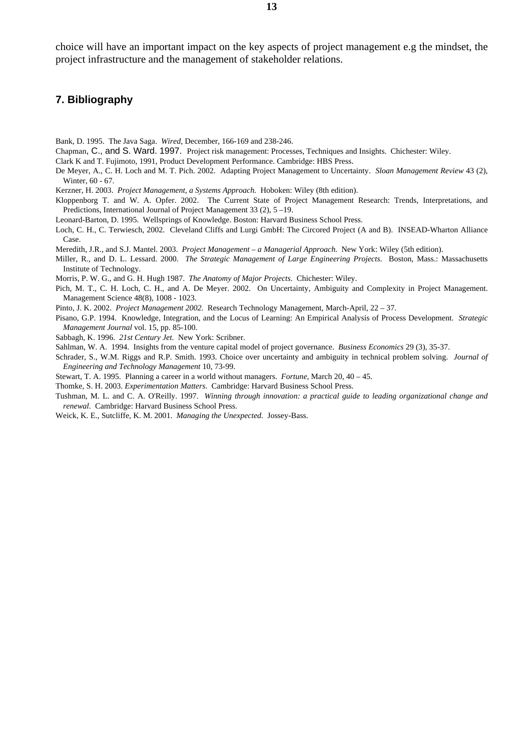choice will have an important impact on the key aspects of project management e.g the mindset, the project infrastructure and the management of stakeholder relations.

## 7. Bibliography

Bank, D. 1995. The Java Saga. *Wired*, December, 166-169 and 238-246.

Chapman, C., and S. Ward. 1997. Project risk management: Processes, Techniques and Insights. Chichester: Wiley.

Clark K and T. Fujimoto, 1991, Product Development Performance. Cambridge: HBS Press.

De Meyer, A., C. H. Loch and M. T. Pich. 2002. Adapting Project Management to Uncertainty. *Sloan Management Review* 43 (2), Winter, 60 - 67.

Kerzner, H. 2003. *Project Management, a Systems Approach.* Hoboken: Wiley (8th edition).

Kloppenborg T. and W. A. Opfer. 2002. The Current State of Project Management Research: Trends, Interpretations, and Predictions, International Journal of Project Management 33 (2), 5 –19.

Leonard-Barton, D. 1995. Wellsprings of Knowledge. Boston: Harvard Business School Press.

Loch, C. H., C. Terwiesch, 2002. Cleveland Cliffs and Lurgi GmbH: The Circored Project (A and B). INSEAD-Wharton Alliance Case.

Meredith, J.R., and S.J. Mantel. 2003. *Project Management – a Managerial Approach.* New York: Wiley (5th edition).

Miller, R., and D. L. Lessard. 2000. *The Strategic Management of Large Engineering Projects.* Boston, Mass.: Massachusetts Institute of Technology.

Morris, P. W. G., and G. H. Hugh 1987. *The Anatomy of Major Projects.* Chichester: Wiley.

Pich, M. T., C. H. Loch, C. H., and A. De Meyer. 2002. On Uncertainty, Ambiguity and Complexity in Project Management. Management Science 48(8), 1008 - 1023.

Pinto, J. K. 2002. *Project Management 2002.* Research Technology Management, March-April, 22 – 37.

Pisano, G.P. 1994. Knowledge, Integration, and the Locus of Learning: An Empirical Analysis of Process Development. *Strategic Management Journal* vol. 15, pp. 85-100.

Sabbagh, K. 1996. *21st Century Jet.* New York: Scribner.

Sahlman, W. A. 1994. Insights from the venture capital model of project governance. *Business Economics* 29 (3), 35-37.

Schrader, S., W.M. Riggs and R.P. Smith. 1993. Choice over uncertainty and ambiguity in technical problem solving. *Journal of Engineering and Technology Management* 10, 73-99.

Stewart, T. A. 1995. Planning a career in a world without managers. *Fortune*, March 20, 40 – 45.

Thomke, S. H. 2003. *Experimentation Matters*. Cambridge: Harvard Business School Press.

Tushman, M. L. and C. A. O'Reilly. 1997. *Winning through innovation: a practical guide to leading organizational change and renewal*. Cambridge: Harvard Business School Press.

Weick, K. E., Sutcliffe, K. M. 2001. *Managing the Unexpected.* Jossey-Bass.